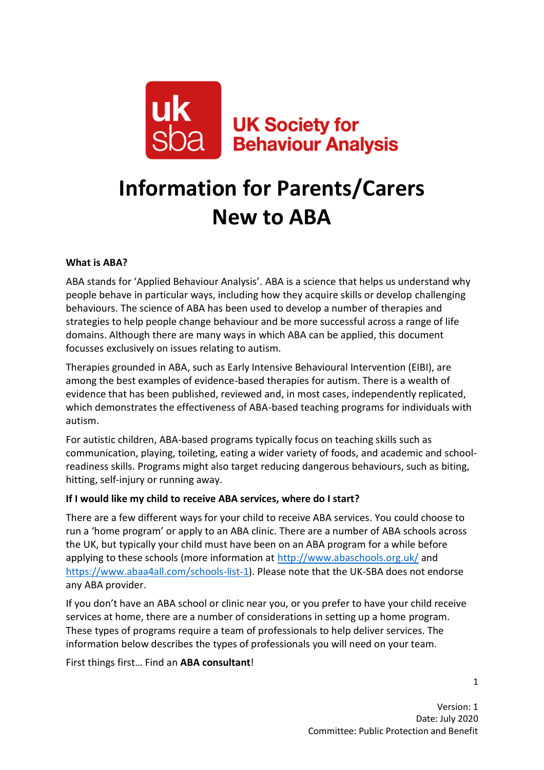UK Society for Behaviour Analysis

# Information for Parents/Carers New to ABA

**What is ABA?**

ABA stands for 'Applied Behaviour Analysis'. ABA is a science that helps us understand why people behave in particular ways, including how they acquire skills or develop challenging behaviours. The science of ABA has been used to develop a number of therapies and strategies to help people change behaviour and be more successful across a range of life domains. Although there are many ways in which ABA can be applied, this document focusses exclusively on issues relating to autism.

Therapies grounded in ABA, such as Early Intensive Behavioural Intervention (EIBI), are among the best examples of evidence-based therapies for autism. There is a wealth of evidence that has been published, reviewed and, in most cases, independently replicated, which demonstrates the effectiveness of ABA-based teaching programs for individuals with autism.

For autistic children, ABA-based programs typically focus on teaching skills such as communication, playing, toileting, eating a wider variety of foods, and academic and school-readiness skills. Programs might also target reducing dangerous behaviours, such as biting, hitting, self-injury or running away.

**If I would like my child to receive ABA services, where do I start?**

There are a few different ways for your child to receive ABA services. You could choose to run a 'home program' or apply to an ABA clinic. There are a number of ABA schools across the UK, but typically your child must have been on an ABA program for a while before applying to these schools (more information at http://www.abaschools.org.uk/ and https://www.abaa4all.com/schools-list-1). Please note that the UK-SBA does not endorse any ABA provider.

If you don't have an ABA school or clinic near you, or you prefer to have your child receive services at home, there are a number of considerations in setting up a home program. These types of programs require a team of professionals to help deliver services. The information below describes the types of professionals you will need on your team.

First things first… Find an **ABA consultant**!

Version: 1
Date: July 2020
Committee: Public Protection and Benefit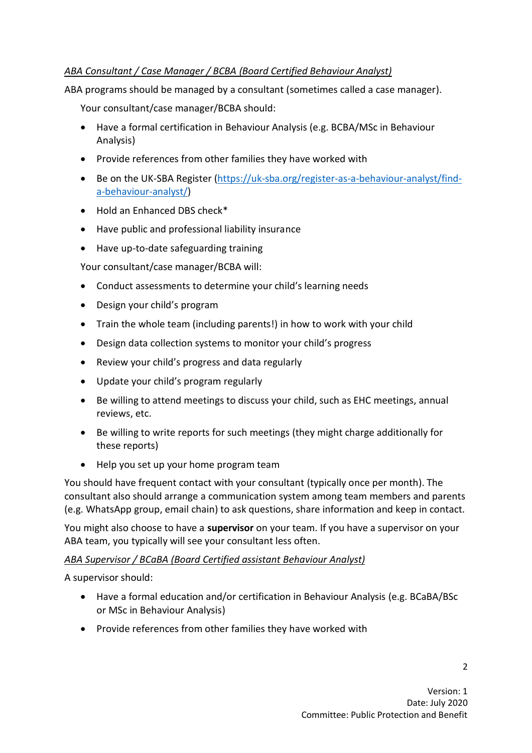*ABA Consultant / Case Manager / BCBA (Board Certified Behaviour Analyst)*

ABA programs should be managed by a consultant (sometimes called a case manager).

Your consultant/case manager/BCBA should:

- Have a formal certification in Behaviour Analysis (e.g. BCBA/MSc in Behaviour Analysis)
- Provide references from other families they have worked with
- Be on the UK-SBA Register ([https://uk-sba.org/register-as-a-behaviour-analyst/find-a-behaviour-analyst/](https://uk-sba.org/register-as-a-behaviour-analyst/find-a-behaviour-analyst/))
- Hold an Enhanced DBS check*
- Have public and professional liability insurance
- Have up-to-date safeguarding training

Your consultant/case manager/BCBA will:

- Conduct assessments to determine your child's learning needs
- Design your child's program
- Train the whole team (including parents!) in how to work with your child
- Design data collection systems to monitor your child's progress
- Review your child's progress and data regularly
- Update your child's program regularly
- Be willing to attend meetings to discuss your child, such as EHC meetings, annual reviews, etc.
- Be willing to write reports for such meetings (they might charge additionally for these reports)
- Help you set up your home program team

You should have frequent contact with your consultant (typically once per month). The consultant also should arrange a communication system among team members and parents (e.g. WhatsApp group, email chain) to ask questions, share information and keep in contact.

You might also choose to have a **supervisor** on your team. If you have a supervisor on your ABA team, you typically will see your consultant less often.

*ABA Supervisor / BCaBA (Board Certified assistant Behaviour Analyst)*

A supervisor should:

- Have a formal education and/or certification in Behaviour Analysis (e.g. BCaBA/BSc or MSc in Behaviour Analysis)
- Provide references from other families they have worked with

Version: 1
Date: July 2020
Committee: Public Protection and Benefit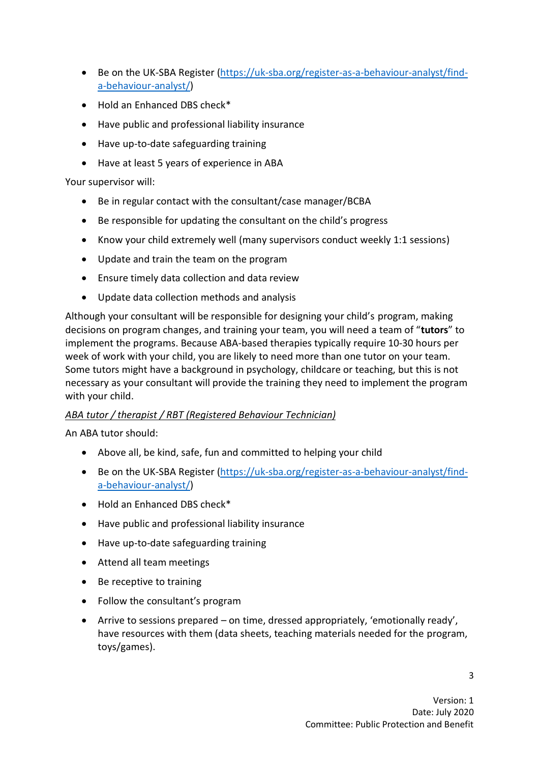- Be on the UK-SBA Register (https://uk-sba.org/register-as-a-behaviour-analyst/find-a-behaviour-analyst/)
- Hold an Enhanced DBS check*
- Have public and professional liability insurance
- Have up-to-date safeguarding training
- Have at least 5 years of experience in ABA

Your supervisor will:

- Be in regular contact with the consultant/case manager/BCBA
- Be responsible for updating the consultant on the child's progress
- Know your child extremely well (many supervisors conduct weekly 1:1 sessions)
- Update and train the team on the program
- Ensure timely data collection and data review
- Update data collection methods and analysis

Although your consultant will be responsible for designing your child's program, making decisions on program changes, and training your team, you will need a team of "**tutors**" to implement the programs. Because ABA-based therapies typically require 10-30 hours per week of work with your child, you are likely to need more than one tutor on your team. Some tutors might have a background in psychology, childcare or teaching, but this is not necessary as your consultant will provide the training they need to implement the program with your child.

*ABA tutor / therapist / RBT (Registered Behaviour Technician)*

An ABA tutor should:

- Above all, be kind, safe, fun and committed to helping your child
- Be on the UK-SBA Register (https://uk-sba.org/register-as-a-behaviour-analyst/find-a-behaviour-analyst/)
- Hold an Enhanced DBS check*
- Have public and professional liability insurance
- Have up-to-date safeguarding training
- Attend all team meetings
- Be receptive to training
- Follow the consultant's program
- Arrive to sessions prepared – on time, dressed appropriately, 'emotionally ready', have resources with them (data sheets, teaching materials needed for the program, toys/games).

Version: 1
Date: July 2020
Committee: Public Protection and Benefit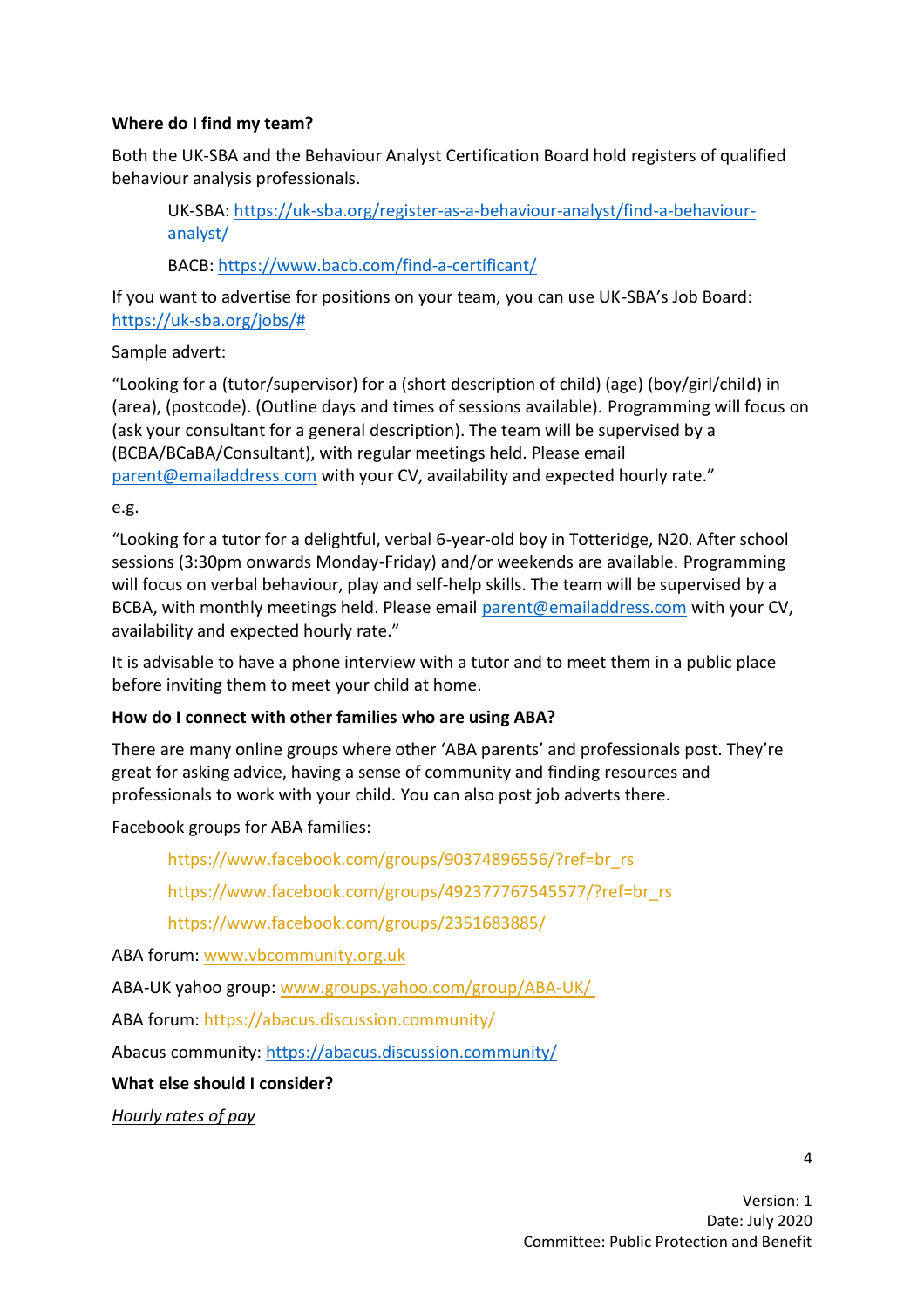**Where do I find my team?**

Both the UK-SBA and the Behaviour Analyst Certification Board hold registers of qualified behaviour analysis professionals.

> UK-SBA: https://uk-sba.org/register-as-a-behaviour-analyst/find-a-behaviour-analyst/
>
> BACB: https://www.bacb.com/find-a-certificant/

If you want to advertise for positions on your team, you can use UK-SBA's Job Board: https://uk-sba.org/jobs/#

Sample advert:

"Looking for a (tutor/supervisor) for a (short description of child) (age) (boy/girl/child) in (area), (postcode). (Outline days and times of sessions available). Programming will focus on (ask your consultant for a general description). The team will be supervised by a (BCBA/BCaBA/Consultant), with regular meetings held. Please email parent@emailaddress.com with your CV, availability and expected hourly rate."

e.g.

"Looking for a tutor for a delightful, verbal 6-year-old boy in Totteridge, N20. After school sessions (3:30pm onwards Monday-Friday) and/or weekends are available. Programming will focus on verbal behaviour, play and self-help skills. The team will be supervised by a BCBA, with monthly meetings held. Please email parent@emailaddress.com with your CV, availability and expected hourly rate."

It is advisable to have a phone interview with a tutor and to meet them in a public place before inviting them to meet your child at home.

**How do I connect with other families who are using ABA?**

There are many online groups where other 'ABA parents' and professionals post. They're great for asking advice, having a sense of community and finding resources and professionals to work with your child. You can also post job adverts there.

Facebook groups for ABA families:

> https://www.facebook.com/groups/90374896556/?ref=br_rs
>
> https://www.facebook.com/groups/492377767545577/?ref=br_rs
>
> https://www.facebook.com/groups/2351683885/

ABA forum: www.vbcommunity.org.uk

ABA-UK yahoo group: www.groups.yahoo.com/group/ABA-UK/

ABA forum: https://abacus.discussion.community/

Abacus community: https://abacus.discussion.community/

**What else should I consider?**

*Hourly rates of pay*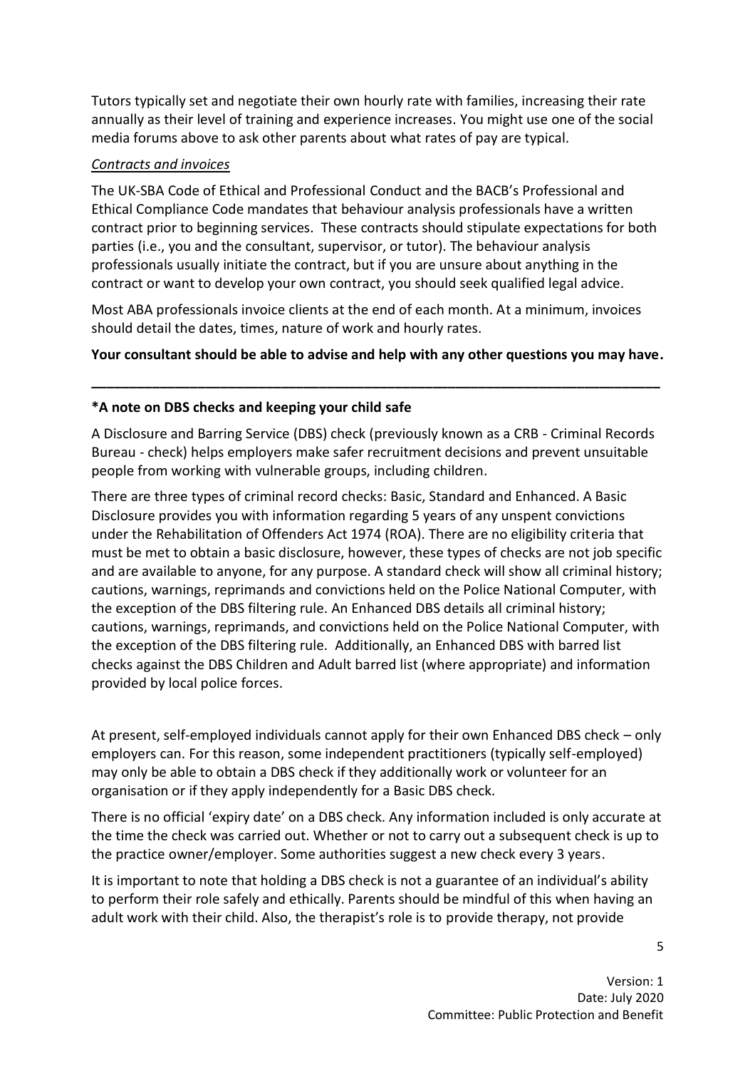Tutors typically set and negotiate their own hourly rate with families, increasing their rate annually as their level of training and experience increases. You might use one of the social media forums above to ask other parents about what rates of pay are typical.

*Contracts and invoices*

The UK-SBA Code of Ethical and Professional Conduct and the BACB's Professional and Ethical Compliance Code mandates that behaviour analysis professionals have a written contract prior to beginning services. These contracts should stipulate expectations for both parties (i.e., you and the consultant, supervisor, or tutor). The behaviour analysis professionals usually initiate the contract, but if you are unsure about anything in the contract or want to develop your own contract, you should seek qualified legal advice.

Most ABA professionals invoice clients at the end of each month. At a minimum, invoices should detail the dates, times, nature of work and hourly rates.

**Your consultant should be able to advise and help with any other questions you may have.**

---

**\*A note on DBS checks and keeping your child safe**

A Disclosure and Barring Service (DBS) check (previously known as a CRB - Criminal Records Bureau - check) helps employers make safer recruitment decisions and prevent unsuitable people from working with vulnerable groups, including children.

There are three types of criminal record checks: Basic, Standard and Enhanced. A Basic Disclosure provides you with information regarding 5 years of any unspent convictions under the Rehabilitation of Offenders Act 1974 (ROA). There are no eligibility criteria that must be met to obtain a basic disclosure, however, these types of checks are not job specific and are available to anyone, for any purpose. A standard check will show all criminal history; cautions, warnings, reprimands and convictions held on the Police National Computer, with the exception of the DBS filtering rule. An Enhanced DBS details all criminal history; cautions, warnings, reprimands, and convictions held on the Police National Computer, with the exception of the DBS filtering rule. Additionally, an Enhanced DBS with barred list checks against the DBS Children and Adult barred list (where appropriate) and information provided by local police forces.

At present, self-employed individuals cannot apply for their own Enhanced DBS check – only employers can. For this reason, some independent practitioners (typically self-employed) may only be able to obtain a DBS check if they additionally work or volunteer for an organisation or if they apply independently for a Basic DBS check.

There is no official 'expiry date' on a DBS check. Any information included is only accurate at the time the check was carried out. Whether or not to carry out a subsequent check is up to the practice owner/employer. Some authorities suggest a new check every 3 years.

It is important to note that holding a DBS check is not a guarantee of an individual's ability to perform their role safely and ethically. Parents should be mindful of this when having an adult work with their child. Also, the therapist's role is to provide therapy, not provide

Version: 1
Date: July 2020
Committee: Public Protection and Benefit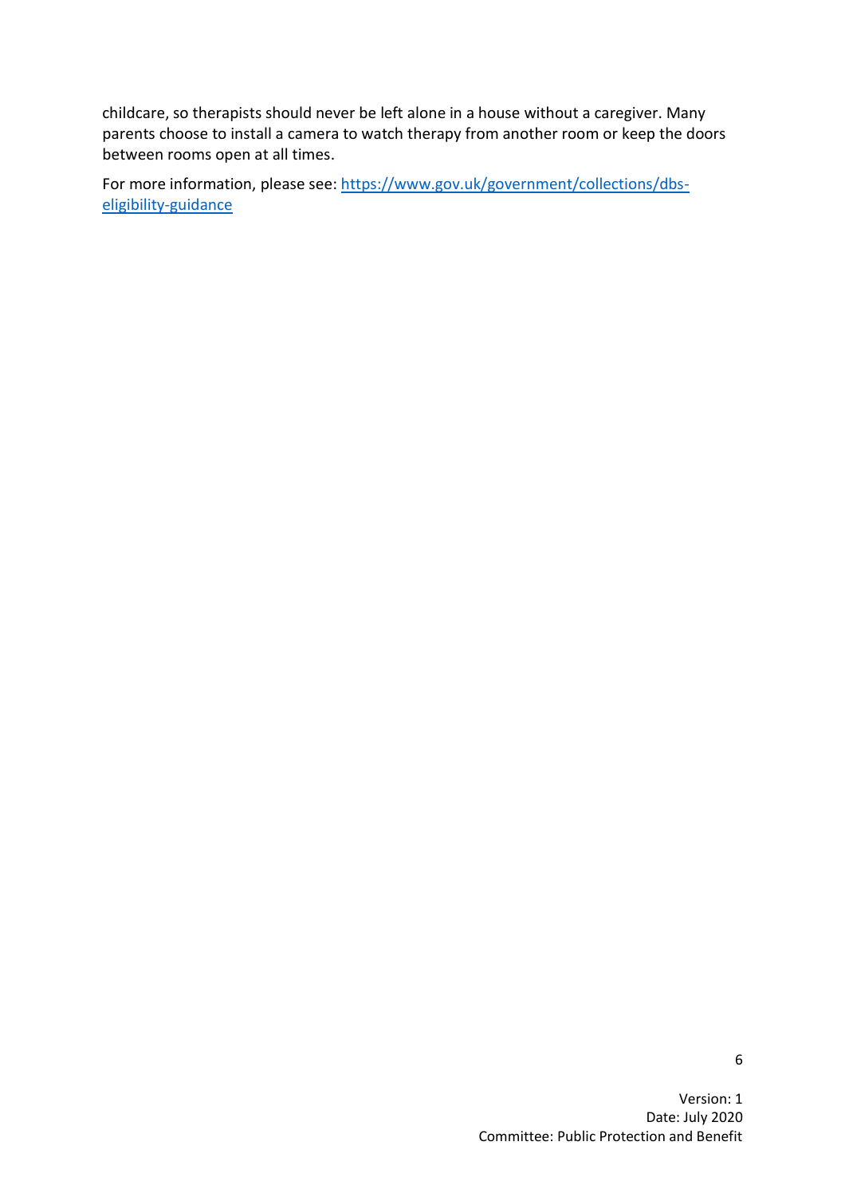childcare, so therapists should never be left alone in a house without a caregiver. Many parents choose to install a camera to watch therapy from another room or keep the doors between rooms open at all times.

For more information, please see: [https://www.gov.uk/government/collections/dbs-eligibility-guidance](https://www.gov.uk/government/collections/dbs-eligibility-guidance)